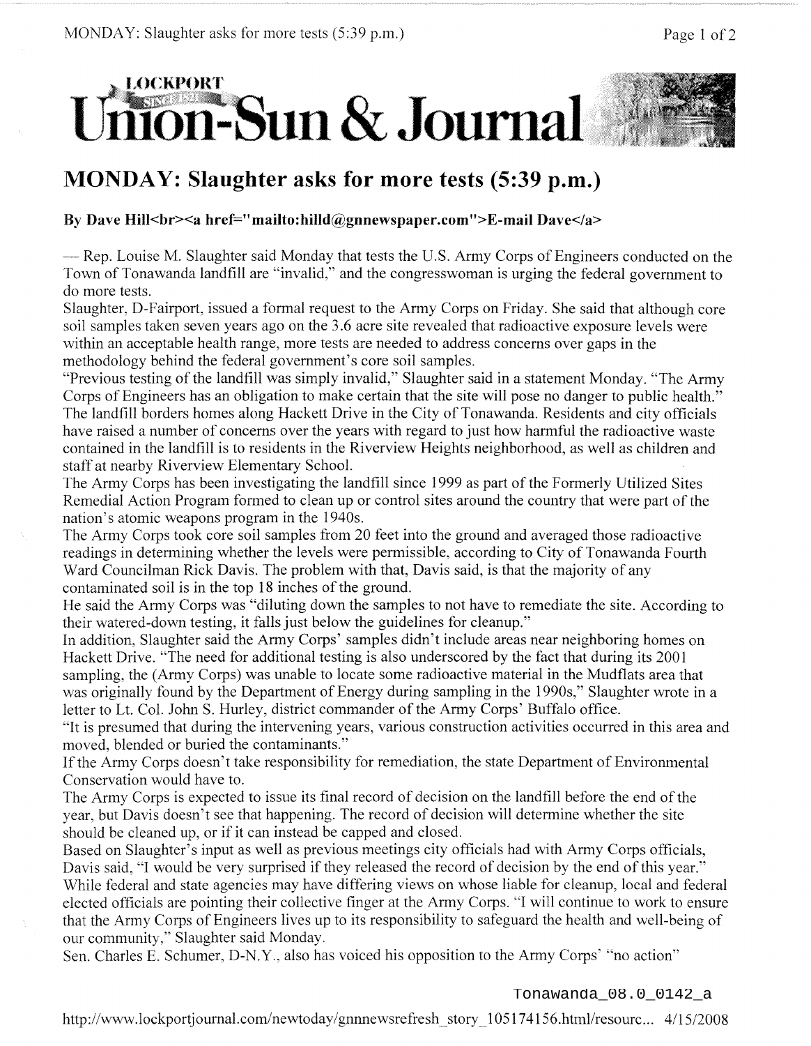# Lockport Union-Sun & Journal

## MONDAY: Slaughter asks for more tests (5:39 p.m.)

**By Dave Hill<br><a href="mailto:hilld@gnnewspaper.com">E-mail Dave</a>**

— Rep. Louise M. Slaughter said Monday that tests the U.S. Army Corps of Engineers conducted on the Town of Tonawanda landfill are "invalid," and the congresswoman is urging the federal government to do more tests.

Slaughter, D-Fairport, issued a formal request to the Army Corps on Friday. She said that although core soil samples taken seven years ago on the 3.6 acre site revealed that radioactive exposure levels were within an acceptable health range, more tests are needed to address concerns over gaps in the methodology behind the federal government's core soil samples.

"Previous testing of the landfill was simply invalid," Slaughter said in a statement Monday. "The Army Corps of Engineers has an obligation to make certain that the site will pose no danger to public health." The landfill borders homes along Hackett Drive in the City of Tonawanda. Residents and city officials have raised a number of concerns over the years with regard to just how harmful the radioactive waste contained in the landfill is to residents in the Riverview Heights neighborhood, as well as children and staff at nearby Riverview Elementary School.

The Army Corps has been investigating the landfill since 1999 as part of the Formerly Utilized Sites Remedial Action Program formed to clean up or control sites around the country that were part of the nation's atomic weapons program in the 1940s.

The Army Corps took core soil samples from 20 feet into the ground and averaged those radioactive readings in determining whether the levels were permissible, according to City of Tonawanda Fourth Ward Councilman Rick Davis. The problem with that, Davis said, is that the majority of any contaminated soil is in the top 18 inches of the ground.

He said the Army Corps was "diluting down the samples to not have to remediate the site. According to their watered-down testing, it falls just below the guidelines for cleanup."

In addition, Slaughter said the Army Corps' samples didn't include areas near neighboring homes on Hackett Drive. "The need for additional testing is also underscored by the fact that during its 2001 sampling, the (Army Corps) was unable to locate some radioactive material in the Mudflats area that was originally found by the Department of Energy during sampling in the 1990s," Slaughter wrote in a letter to Lt. Col. John S. Hurley, district commander of the Army Corps' Buffalo office.

"It is presumed that during the intervening years, various construction activities occurred in this area and moved, blended or buried the contaminants."

If the Army Corps doesn't take responsibility for remediation, the state Department of Environmental Conservation would have to.

The Army Corps is expected to issue its final record of decision on the landfill before the end of the year, but Davis doesn't see that happening. The record of decision will determine whether the site should be cleaned up, or if it can instead be capped and closed.

Based on Slaughter's input as well as previous meetings city officials had with Army Corps officials, Davis said, "I would be very surprised if they released the record of decision by the end of this year."

While federal and state agencies may have differing views on whose liable for cleanup, local and federal elected officials are pointing their collective finger at the Army Corps. "I will continue to work to ensure that the Army Corps of Engineers lives up to its responsibility to safeguard the health and well-being of our community," Slaughter said Monday.

Sen. Charles E. Schumer, D-N.Y., also has voiced his opposition to the Army Corps' "no action"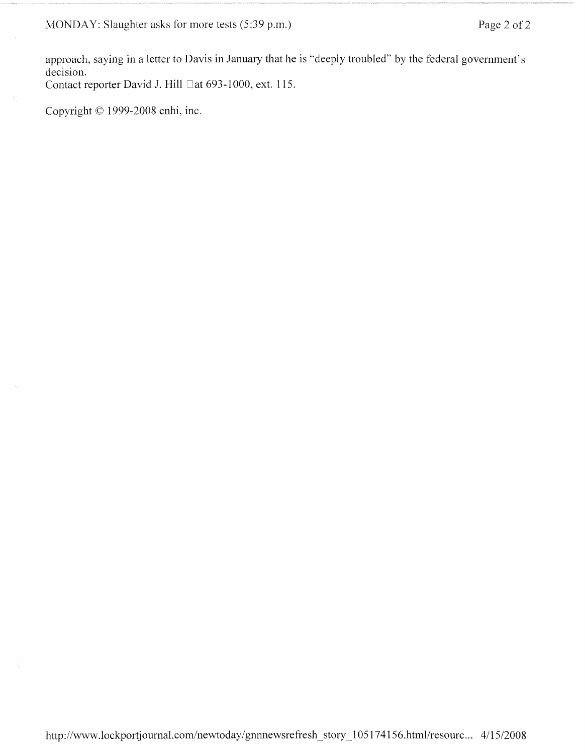approach, saying in a letter to Davis in January that he is "deeply troubled" by the federal government's decision.
Contact reporter David J. Hill at 693-1000, ext. 115.

Copyright © 1999-2008 cnhi, inc.